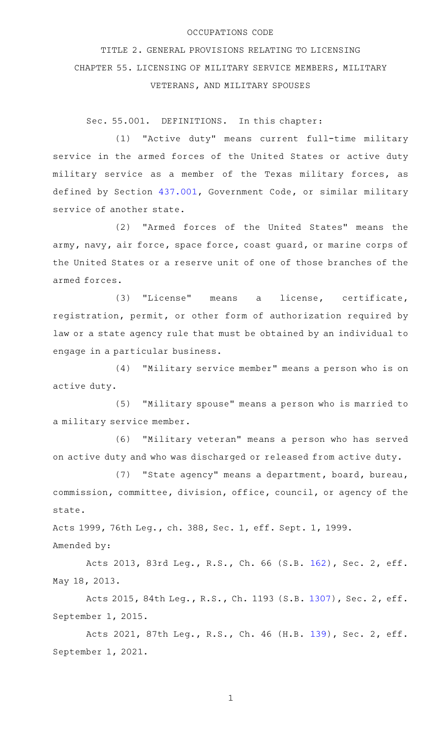OCCUPATIONS CODE

TITLE 2. GENERAL PROVISIONS RELATING TO LICENSING

CHAPTER 55. LICENSING OF MILITARY SERVICE MEMBERS, MILITARY VETERANS, AND MILITARY SPOUSES

Sec. 55.001. DEFINITIONS. In this chapter:

(1) "Active duty" means current full-time military service in the armed forces of the United States or active duty military service as a member of the Texas military forces, as defined by Section 437.001, Government Code, or similar military service of another state.

(2) "Armed forces of the United States" means the army, navy, air force, space force, coast guard, or marine corps of the United States or a reserve unit of one of those branches of the armed forces.

(3) "License" means a license, certificate, registration, permit, or other form of authorization required by law or a state agency rule that must be obtained by an individual to engage in a particular business.

(4) "Military service member" means a person who is on active duty.

(5) "Military spouse" means a person who is married to a military service member.

(6) "Military veteran" means a person who has served on active duty and who was discharged or released from active duty.

(7) "State agency" means a department, board, bureau, commission, committee, division, office, council, or agency of the state.

Acts 1999, 76th Leg., ch. 388, Sec. 1, eff. Sept. 1, 1999.

Amended by:

Acts 2013, 83rd Leg., R.S., Ch. 66 (S.B. 162), Sec. 2, eff. May 18, 2013.

Acts 2015, 84th Leg., R.S., Ch. 1193 (S.B. 1307), Sec. 2, eff. September 1, 2015.

Acts 2021, 87th Leg., R.S., Ch. 46 (H.B. 139), Sec. 2, eff. September 1, 2021.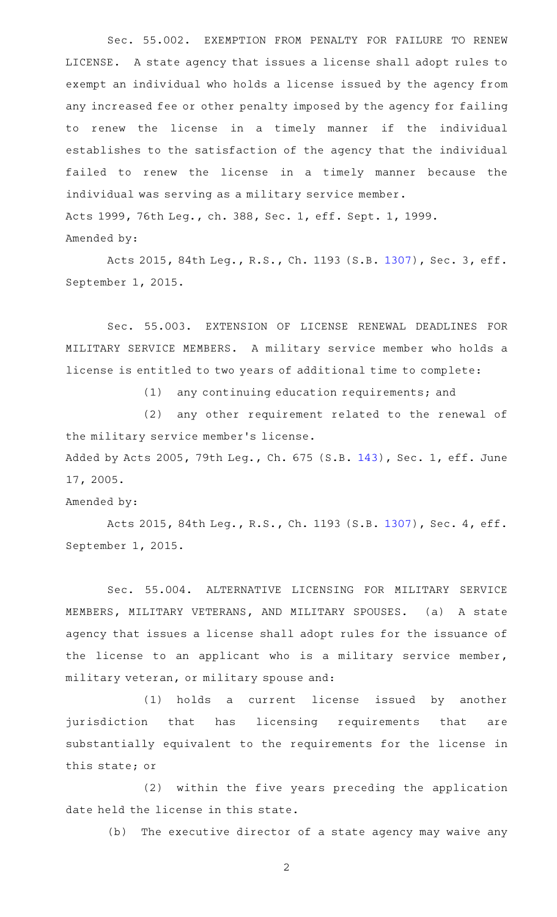Sec. 55.002. EXEMPTION FROM PENALTY FOR FAILURE TO RENEW LICENSE. A state agency that issues a license shall adopt rules to exempt an individual who holds a license issued by the agency from any increased fee or other penalty imposed by the agency for failing to renew the license in a timely manner if the individual establishes to the satisfaction of the agency that the individual failed to renew the license in a timely manner because the individual was serving as a military service member.

Acts 1999, 76th Leg., ch. 388, Sec. 1, eff. Sept. 1, 1999.

Amended by:

Acts 2015, 84th Leg., R.S., Ch. 1193 (S.B. 1307), Sec. 3, eff. September 1, 2015.

Sec. 55.003. EXTENSION OF LICENSE RENEWAL DEADLINES FOR MILITARY SERVICE MEMBERS. A military service member who holds a license is entitled to two years of additional time to complete:

(1) any continuing education requirements; and

(2) any other requirement related to the renewal of the military service member's license.

Added by Acts 2005, 79th Leg., Ch. 675 (S.B. 143), Sec. 1, eff. June 17, 2005.

Amended by:

Acts 2015, 84th Leg., R.S., Ch. 1193 (S.B. 1307), Sec. 4, eff. September 1, 2015.

Sec. 55.004. ALTERNATIVE LICENSING FOR MILITARY SERVICE MEMBERS, MILITARY VETERANS, AND MILITARY SPOUSES. (a) A state agency that issues a license shall adopt rules for the issuance of the license to an applicant who is a military service member, military veteran, or military spouse and:

(1) holds a current license issued by another jurisdiction that has licensing requirements that are substantially equivalent to the requirements for the license in this state; or

(2) within the five years preceding the application date held the license in this state.

(b) The executive director of a state agency may waive any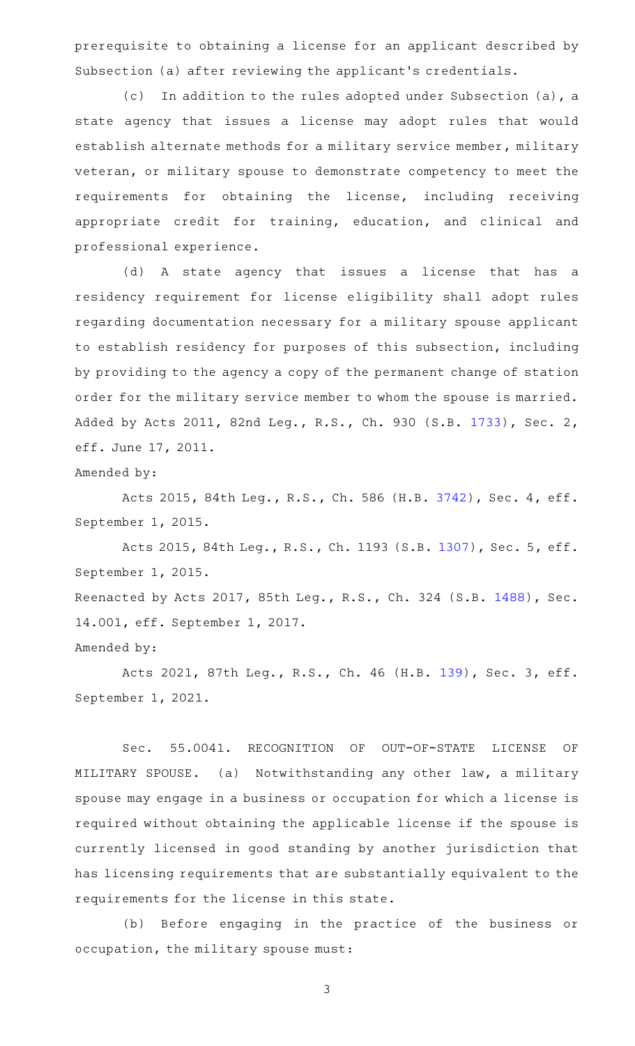prerequisite to obtaining a license for an applicant described by Subsection (a) after reviewing the applicant's credentials.

(c) In addition to the rules adopted under Subsection (a), a state agency that issues a license may adopt rules that would establish alternate methods for a military service member, military veteran, or military spouse to demonstrate competency to meet the requirements for obtaining the license, including receiving appropriate credit for training, education, and clinical and professional experience.

(d) A state agency that issues a license that has a residency requirement for license eligibility shall adopt rules regarding documentation necessary for a military spouse applicant to establish residency for purposes of this subsection, including by providing to the agency a copy of the permanent change of station order for the military service member to whom the spouse is married.

Added by Acts 2011, 82nd Leg., R.S., Ch. 930 (S.B. 1733), Sec. 2, eff. June 17, 2011.

Amended by:

Acts 2015, 84th Leg., R.S., Ch. 586 (H.B. 3742), Sec. 4, eff. September 1, 2015.

Acts 2015, 84th Leg., R.S., Ch. 1193 (S.B. 1307), Sec. 5, eff. September 1, 2015.

Reenacted by Acts 2017, 85th Leg., R.S., Ch. 324 (S.B. 1488), Sec. 14.001, eff. September 1, 2017.

Amended by:

Acts 2021, 87th Leg., R.S., Ch. 46 (H.B. 139), Sec. 3, eff. September 1, 2021.

Sec. 55.0041. RECOGNITION OF OUT-OF-STATE LICENSE OF MILITARY SPOUSE. (a) Notwithstanding any other law, a military spouse may engage in a business or occupation for which a license is required without obtaining the applicable license if the spouse is currently licensed in good standing by another jurisdiction that has licensing requirements that are substantially equivalent to the requirements for the license in this state.

(b) Before engaging in the practice of the business or occupation, the military spouse must: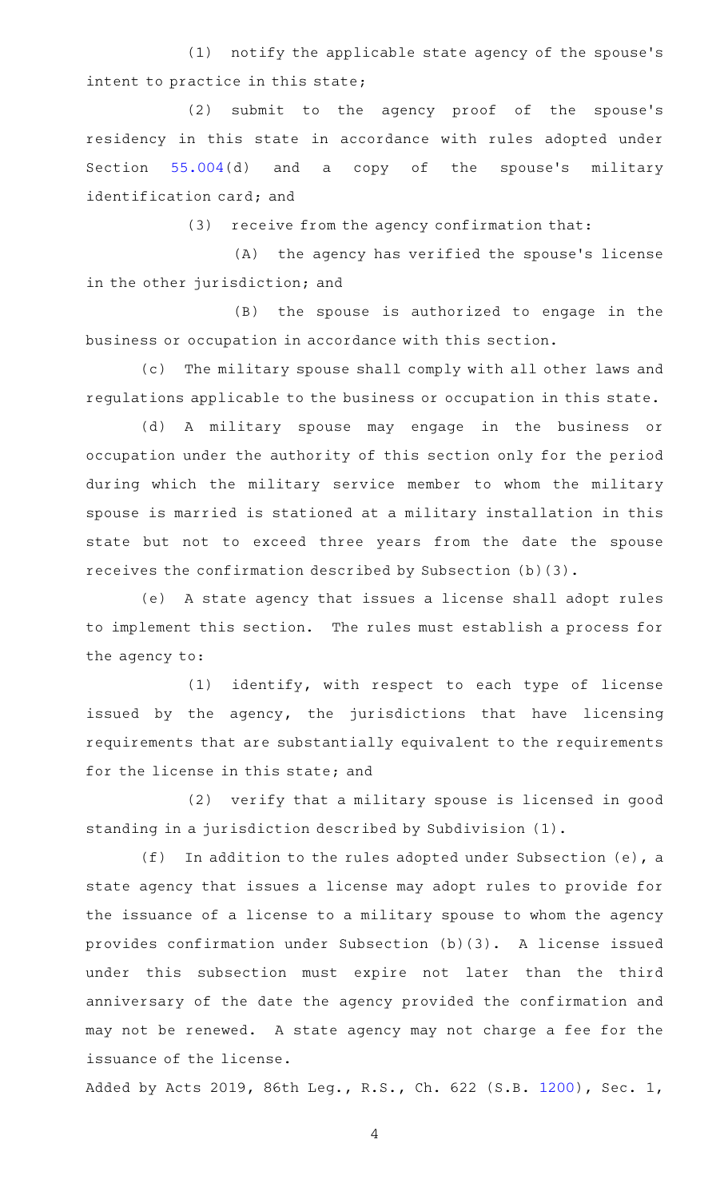(1) notify the applicable state agency of the spouse's intent to practice in this state;

(2) submit to the agency proof of the spouse's residency in this state in accordance with rules adopted under Section 55.004(d) and a copy of the spouse's military identification card; and

(3) receive from the agency confirmation that:

(A) the agency has verified the spouse's license in the other jurisdiction; and

(B) the spouse is authorized to engage in the business or occupation in accordance with this section.

(c) The military spouse shall comply with all other laws and regulations applicable to the business or occupation in this state.

(d) A military spouse may engage in the business or occupation under the authority of this section only for the period during which the military service member to whom the military spouse is married is stationed at a military installation in this state but not to exceed three years from the date the spouse receives the confirmation described by Subsection (b)(3).

(e) A state agency that issues a license shall adopt rules to implement this section. The rules must establish a process for the agency to:

(1) identify, with respect to each type of license issued by the agency, the jurisdictions that have licensing requirements that are substantially equivalent to the requirements for the license in this state; and

(2) verify that a military spouse is licensed in good standing in a jurisdiction described by Subdivision (1).

(f) In addition to the rules adopted under Subsection (e), a state agency that issues a license may adopt rules to provide for the issuance of a license to a military spouse to whom the agency provides confirmation under Subsection (b)(3). A license issued under this subsection must expire not later than the third anniversary of the date the agency provided the confirmation and may not be renewed. A state agency may not charge a fee for the issuance of the license.

Added by Acts 2019, 86th Leg., R.S., Ch. 622 (S.B. 1200), Sec. 1,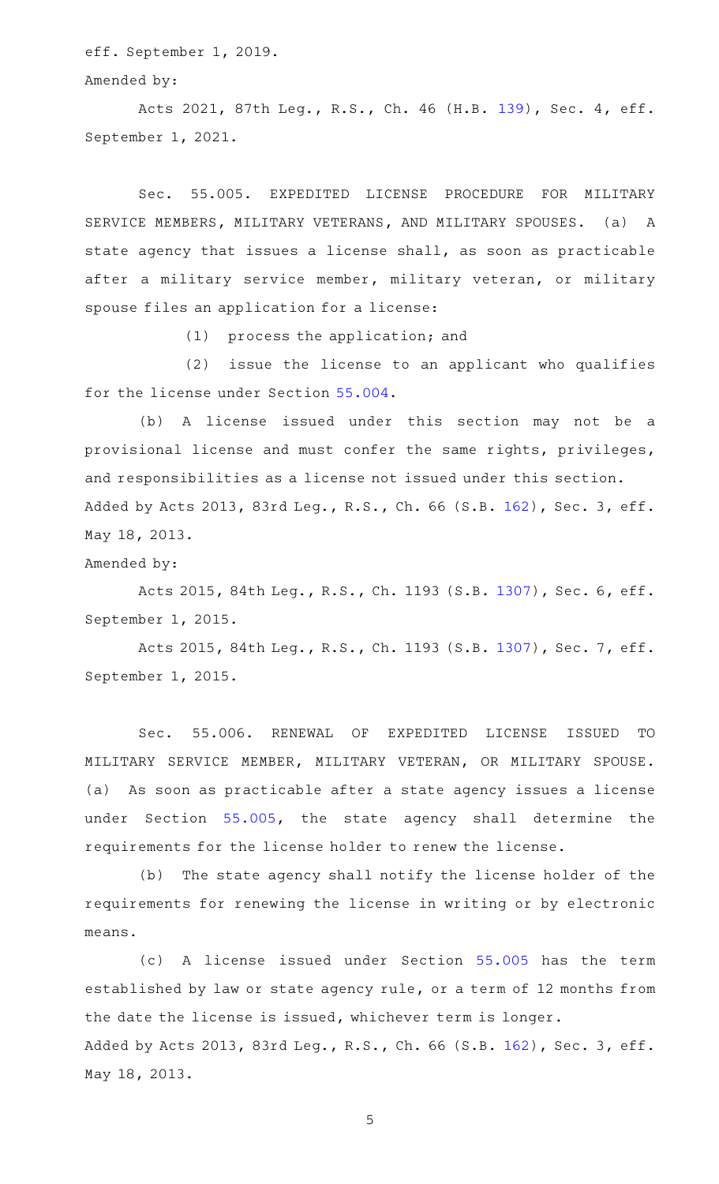eff. September 1, 2019.

Amended by:

Acts 2021, 87th Leg., R.S., Ch. 46 (H.B. 139), Sec. 4, eff. September 1, 2021.

Sec. 55.005. EXPEDITED LICENSE PROCEDURE FOR MILITARY SERVICE MEMBERS, MILITARY VETERANS, AND MILITARY SPOUSES. (a) A state agency that issues a license shall, as soon as practicable after a military service member, military veteran, or military spouse files an application for a license:

(1) process the application; and

(2) issue the license to an applicant who qualifies for the license under Section 55.004.

(b) A license issued under this section may not be a provisional license and must confer the same rights, privileges, and responsibilities as a license not issued under this section.

Added by Acts 2013, 83rd Leg., R.S., Ch. 66 (S.B. 162), Sec. 3, eff. May 18, 2013.

Amended by:

Acts 2015, 84th Leg., R.S., Ch. 1193 (S.B. 1307), Sec. 6, eff. September 1, 2015.

Acts 2015, 84th Leg., R.S., Ch. 1193 (S.B. 1307), Sec. 7, eff. September 1, 2015.

Sec. 55.006. RENEWAL OF EXPEDITED LICENSE ISSUED TO MILITARY SERVICE MEMBER, MILITARY VETERAN, OR MILITARY SPOUSE. (a) As soon as practicable after a state agency issues a license under Section 55.005, the state agency shall determine the requirements for the license holder to renew the license.

(b) The state agency shall notify the license holder of the requirements for renewing the license in writing or by electronic means.

(c) A license issued under Section 55.005 has the term established by law or state agency rule, or a term of 12 months from the date the license is issued, whichever term is longer.

Added by Acts 2013, 83rd Leg., R.S., Ch. 66 (S.B. 162), Sec. 3, eff. May 18, 2013.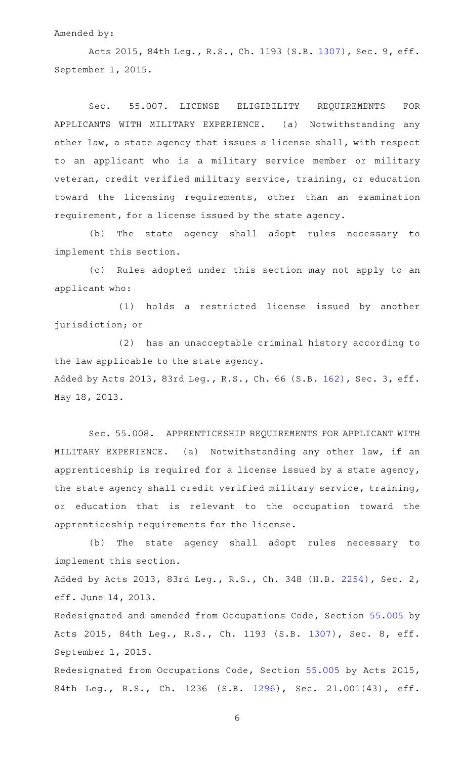Amended by:

Acts 2015, 84th Leg., R.S., Ch. 1193 (S.B. 1307), Sec. 9, eff. September 1, 2015.

Sec. 55.007. LICENSE ELIGIBILITY REQUIREMENTS FOR APPLICANTS WITH MILITARY EXPERIENCE. (a) Notwithstanding any other law, a state agency that issues a license shall, with respect to an applicant who is a military service member or military veteran, credit verified military service, training, or education toward the licensing requirements, other than an examination requirement, for a license issued by the state agency.

(b) The state agency shall adopt rules necessary to implement this section.

(c) Rules adopted under this section may not apply to an applicant who:

(1) holds a restricted license issued by another jurisdiction; or

(2) has an unacceptable criminal history according to the law applicable to the state agency.

Added by Acts 2013, 83rd Leg., R.S., Ch. 66 (S.B. 162), Sec. 3, eff. May 18, 2013.

Sec. 55.008. APPRENTICESHIP REQUIREMENTS FOR APPLICANT WITH MILITARY EXPERIENCE. (a) Notwithstanding any other law, if an apprenticeship is required for a license issued by a state agency, the state agency shall credit verified military service, training, or education that is relevant to the occupation toward the apprenticeship requirements for the license.

(b) The state agency shall adopt rules necessary to implement this section.

Added by Acts 2013, 83rd Leg., R.S., Ch. 348 (H.B. 2254), Sec. 2, eff. June 14, 2013.

Redesignated and amended from Occupations Code, Section 55.005 by Acts 2015, 84th Leg., R.S., Ch. 1193 (S.B. 1307), Sec. 8, eff. September 1, 2015.

Redesignated from Occupations Code, Section 55.005 by Acts 2015, 84th Leg., R.S., Ch. 1236 (S.B. 1296), Sec. 21.001(43), eff.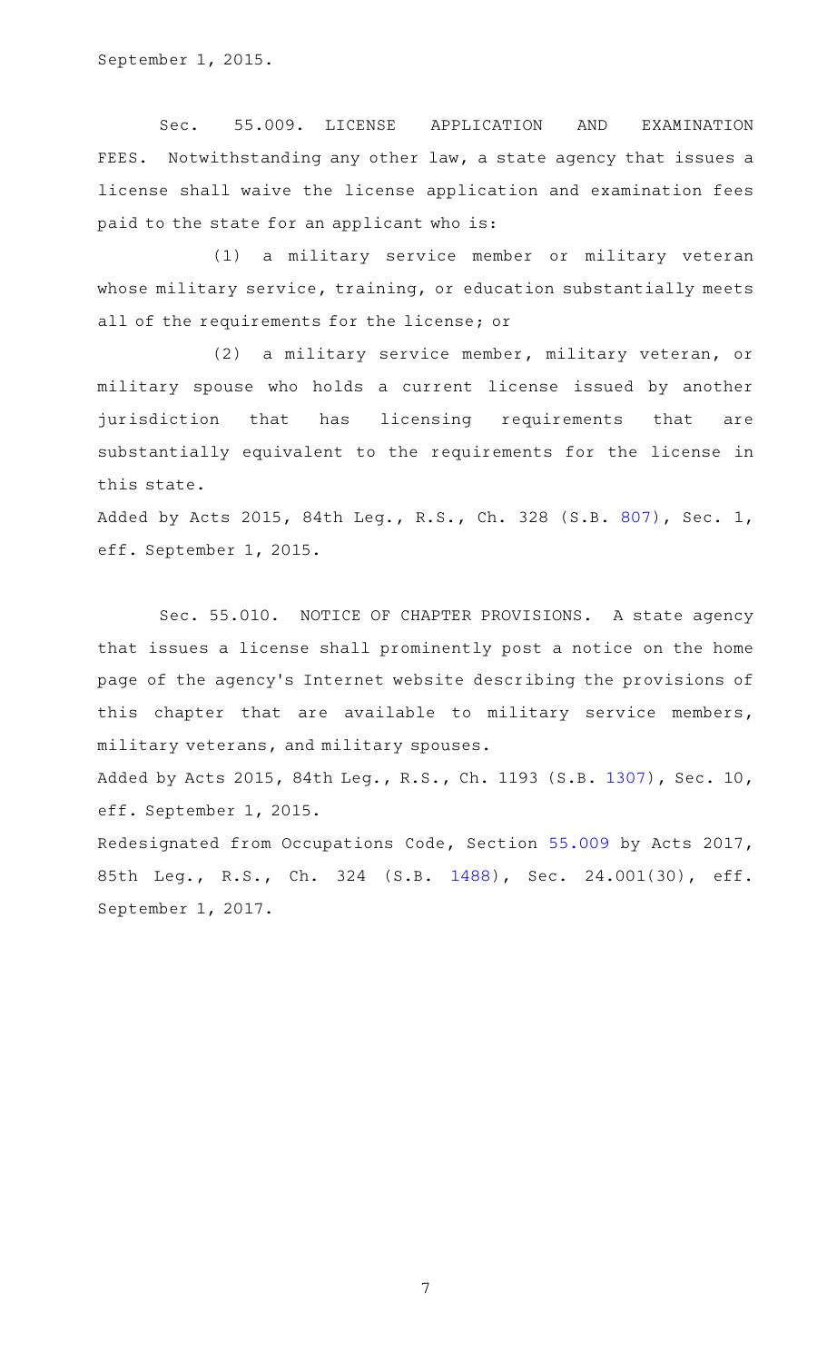September 1, 2015.

Sec. 55.009. LICENSE APPLICATION AND EXAMINATION FEES. Notwithstanding any other law, a state agency that issues a license shall waive the license application and examination fees paid to the state for an applicant who is:

(1) a military service member or military veteran whose military service, training, or education substantially meets all of the requirements for the license; or

(2) a military service member, military veteran, or military spouse who holds a current license issued by another jurisdiction that has licensing requirements that are substantially equivalent to the requirements for the license in this state.

Added by Acts 2015, 84th Leg., R.S., Ch. 328 (S.B. 807), Sec. 1, eff. September 1, 2015.

Sec. 55.010. NOTICE OF CHAPTER PROVISIONS. A state agency that issues a license shall prominently post a notice on the home page of the agency's Internet website describing the provisions of this chapter that are available to military service members, military veterans, and military spouses.

Added by Acts 2015, 84th Leg., R.S., Ch. 1193 (S.B. 1307), Sec. 10, eff. September 1, 2015.

Redesignated from Occupations Code, Section 55.009 by Acts 2017, 85th Leg., R.S., Ch. 324 (S.B. 1488), Sec. 24.001(30), eff. September 1, 2017.